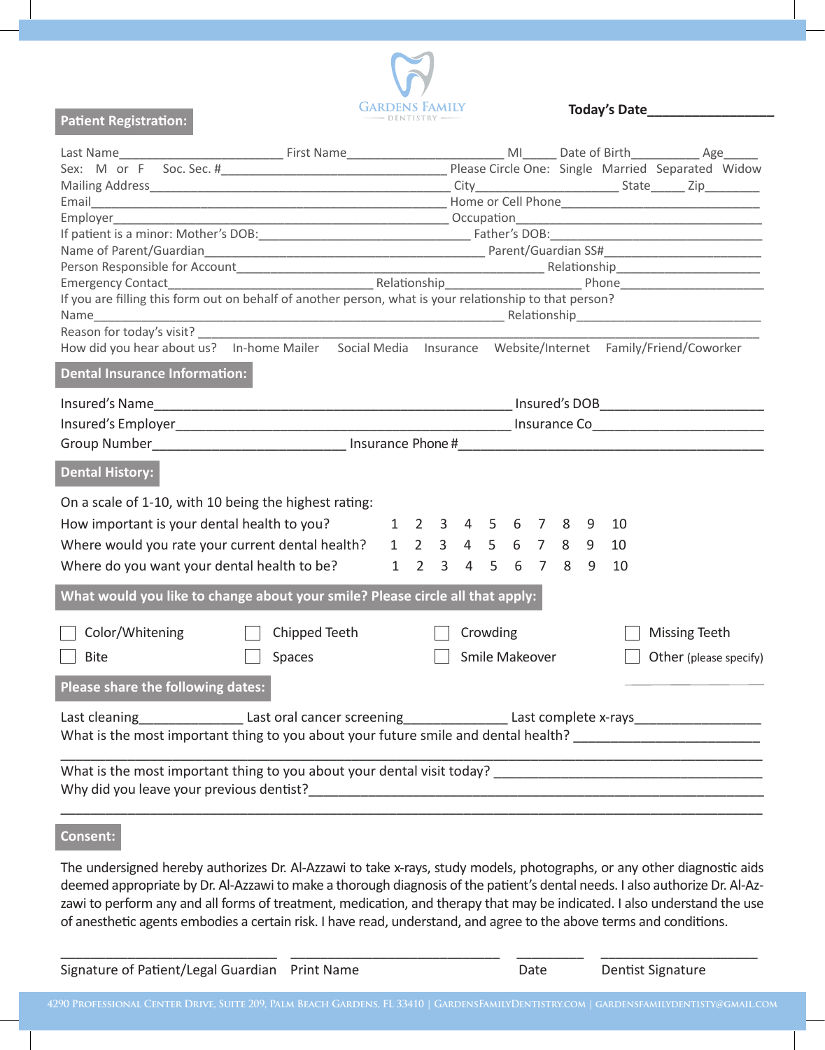GARDENS FAMILY
DENTISTRY

**Today's Date**_________________

## Patient Registration:

Last Name________________________ First Name_______________________ MI_____ Date of Birth__________ Age_____

Sex: M or F Soc. Sec. #__________________________________ Please Circle One: Single Married Separated Widow

Mailing Address____________________________________________ City______________________ State_____ Zip________

Email______________________________________________________ Home or Cell Phone______________________________

Employer___________________________________________________ Occupation______________________________________

If patient is a minor: Mother's DOB:______________________________ Father's DOB:______________________________

Name of Parent/Guardian________________________________________ Parent/Guardian SS#_________________________

Person Responsible for Account______________________________________________ Relationship______________________

Emergency Contact______________________________ Relationship____________________ Phone______________________

If you are filling this form out on behalf of another person, what is your relationship to that person?

Name_____________________________________________________________ Relationship____________________________

Reason for today's visit? __________________________________________________________________________________

How did you hear about us? In-home Mailer Social Media Insurance Website/Internet Family/Friend/Coworker

## Dental Insurance Information:

Insured's Name_____________________________________________________ Insured's DOB______________________

Insured's Employer__________________________________________________ Insurance Co________________________

Group Number___________________________ Insurance Phone #_________________________________________

## Dental History:

On a scale of 1-10, with 10 being the highest rating:

| | | | | | | | | | | |
|---|---|---|---|---|---|---|---|---|---|---|
| How important is your dental health to you? | 1 | 2 | 3 | 4 | 5 | 6 | 7 | 8 | 9 | 10 |
| Where would you rate your current dental health? | 1 | 2 | 3 | 4 | 5 | 6 | 7 | 8 | 9 | 10 |
| Where do you want your dental health to be? | 1 | 2 | 3 | 4 | 5 | 6 | 7 | 8 | 9 | 10 |

## What would you like to change about your smile? Please circle all that apply:

- ☐ Color/Whitening
- ☐ Chipped Teeth
- ☐ Crowding
- ☐ Missing Teeth
- ☐ Bite
- ☐ Spaces
- ☐ Smile Makeover
- ☐ Other (please specify) ______________

## Please share the following dates:

Last cleaning______________ Last oral cancer screening______________ Last complete x-rays_________________

What is the most important thing to you about your future smile and dental health? ________________________

___________________________________________________________________________________________

What is the most important thing to you about your dental visit today? _________________________________

Why did you leave your previous dentist?________________________________________________________

___________________________________________________________________________________________

## Consent:

The undersigned hereby authorizes Dr. Al-Azzawi to take x-rays, study models, photographs, or any other diagnostic aids deemed appropriate by Dr. Al-Azzawi to make a thorough diagnosis of the patient's dental needs. I also authorize Dr. Al-Azzawi to perform any and all forms of treatment, medication, and therapy that may be indicated. I also understand the use of anesthetic agents embodies a certain risk. I have read, understand, and agree to the above terms and conditions.

______________________________ ______________________________ _________ ______________________

Signature of Patient/Legal Guardian Print Name Date Dentist Signature

4290 Professional Center Drive, Suite 209, Palm Beach Gardens, FL 33410 | GardensFamilyDentistry.com | gardensfamilydentisty@gmail.com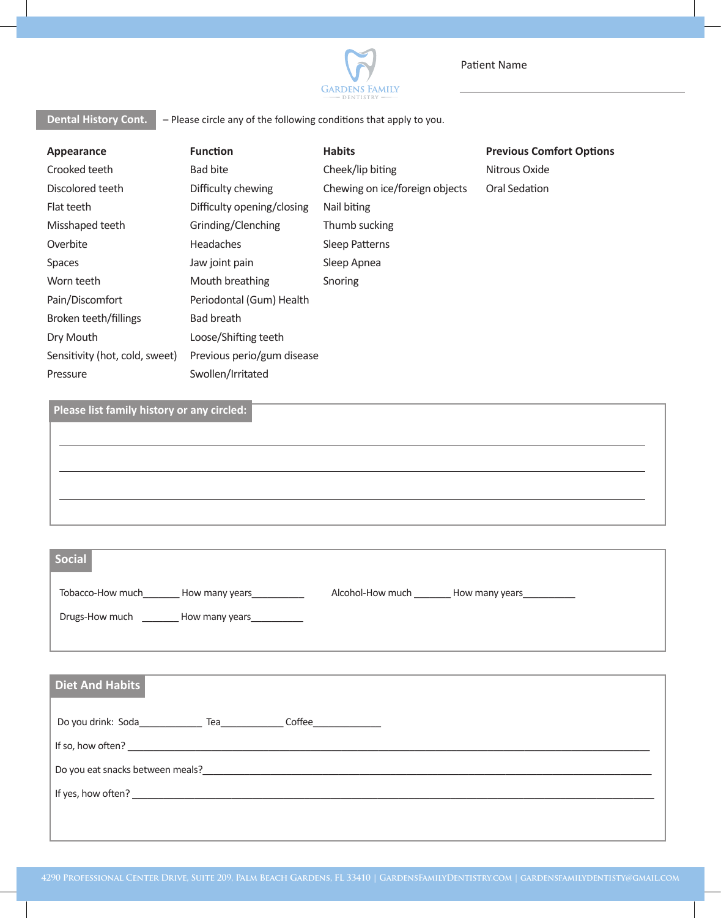Patient Name ______________________________

## Dental History Cont.

– Please circle any of the following conditions that apply to you.

| Appearance | Function | Habits | Previous Comfort Options |
|---|---|---|---|
| Crooked teeth | Bad bite | Cheek/lip biting | Nitrous Oxide |
| Discolored teeth | Difficulty chewing | Chewing on ice/foreign objects | Oral Sedation |
| Flat teeth | Difficulty opening/closing | Nail biting | |
| Misshaped teeth | Grinding/Clenching | Thumb sucking | |
| Overbite | Headaches | Sleep Patterns | |
| Spaces | Jaw joint pain | Sleep Apnea | |
| Worn teeth | Mouth breathing | Snoring | |
| Pain/Discomfort | Periodontal (Gum) Health | | |
| Broken teeth/fillings | Bad breath | | |
| Dry Mouth | Loose/Shifting teeth | | |
| Sensitivity (hot, cold, sweet) | Previous perio/gum disease | | |
| Pressure | Swollen/Irritated | | |

## Please list family history or any circled:

______________________________________________________________________

______________________________________________________________________

______________________________________________________________________

## Social

Tobacco-How much_______ How many years__________ Alcohol-How much _______ How many years__________

Drugs-How much _______ How many years__________

## Diet And Habits

Do you drink: Soda____________ Tea____________ Coffee_____________

If so, how often? ______________________________________________________________________

Do you eat snacks between meals?______________________________________________________________________

If yes, how often? ______________________________________________________________________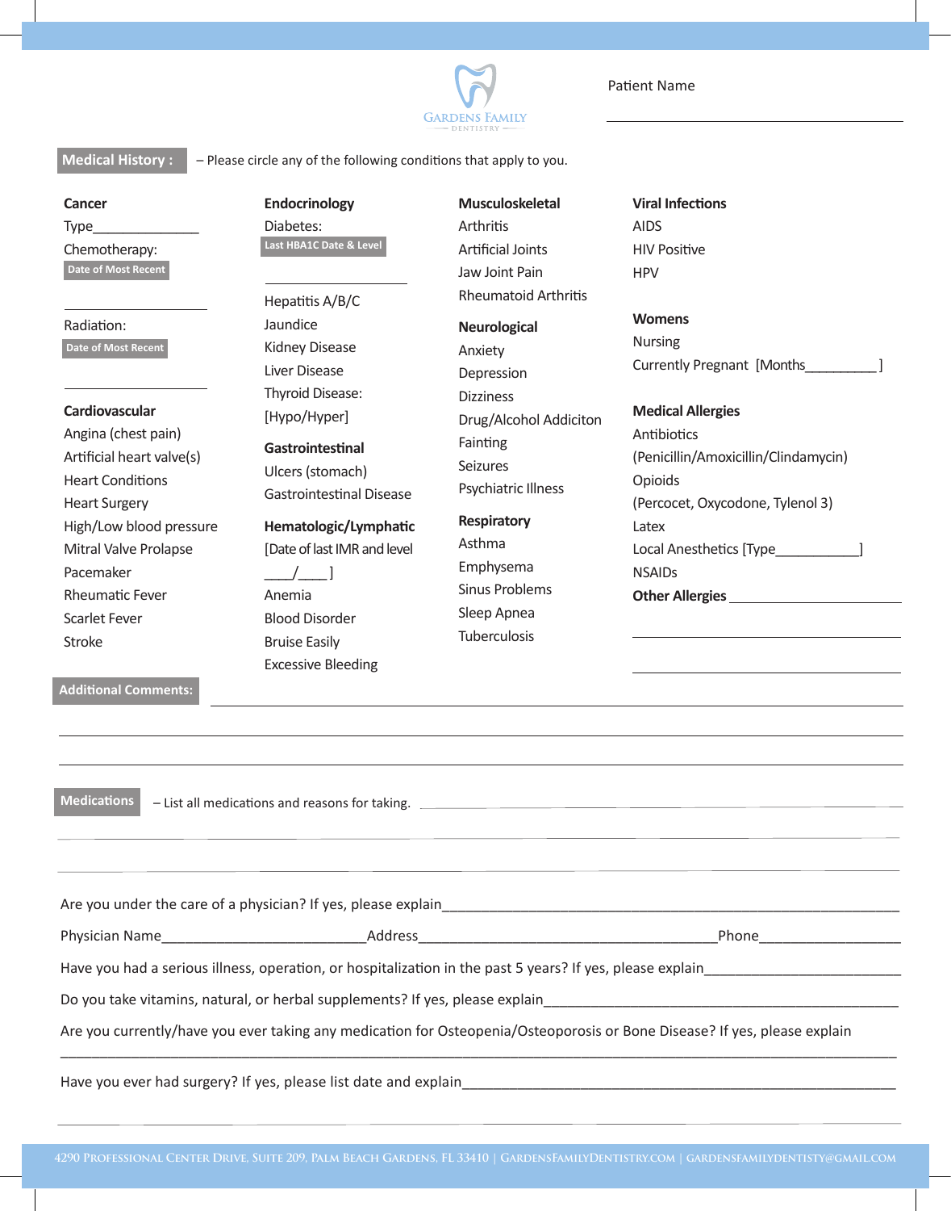GARDENS FAMILY DENTISTRY

Patient Name ______________________

**Medical History :** – Please circle any of the following conditions that apply to you.

**Cancer**
Type______________
Chemotherapy:
Date of Most Recent
______________
Radiation:
Date of Most Recent
______________

**Cardiovascular**
Angina (chest pain)
Artificial heart valve(s)
Heart Conditions
Heart Surgery
High/Low blood pressure
Mitral Valve Prolapse
Pacemaker
Rheumatic Fever
Scarlet Fever
Stroke

**Endocrinology**
Diabetes:
Last HBA1C Date & Level
______________
Hepatitis A/B/C
Jaundice
Kidney Disease
Liver Disease
Thyroid Disease:
[Hypo/Hyper]

**Gastrointestinal**
Ulcers (stomach)
Gastrointestinal Disease

**Hematologic/Lymphatic**
[Date of last IMR and level
___/___]
Anemia
Blood Disorder
Bruise Easily
Excessive Bleeding

**Musculoskeletal**
Arthritis
Artificial Joints
Jaw Joint Pain
Rheumatoid Arthritis

**Neurological**
Anxiety
Depression
Dizziness
Drug/Alcohol Addiciton
Fainting
Seizures
Psychiatric Illness

**Respiratory**
Asthma
Emphysema
Sinus Problems
Sleep Apnea
Tuberculosis

**Viral Infections**
AIDS
HIV Positive
HPV

**Womens**
Nursing
Currently Pregnant [Months_________]

**Medical Allergies**
Antibiotics
(Penicillin/Amoxicillin/Clindamycin)
Opioids
(Percocet, Oxycodone, Tylenol 3)
Latex
Local Anesthetics [Type___________]
NSAIDs
**Other Allergies** ______________________

**Additional Comments:** ______________________

**Medications** – List all medications and reasons for taking. ______________________

Are you under the care of a physician? If yes, please explain______________________

Physician Name______________________Address______________________Phone______________

Have you had a serious illness, operation, or hospitalization in the past 5 years? If yes, please explain______________________

Do you take vitamins, natural, or herbal supplements? If yes, please explain______________________

Are you currently/have you ever taking any medication for Osteopenia/Osteoporosis or Bone Disease? If yes, please explain
______________________

Have you ever had surgery? If yes, please list date and explain______________________

4290 Professional Center Drive, Suite 209, Palm Beach Gardens, FL 33410 | GardensFamilyDentistry.com | gardensfamilydentisty@gmail.com